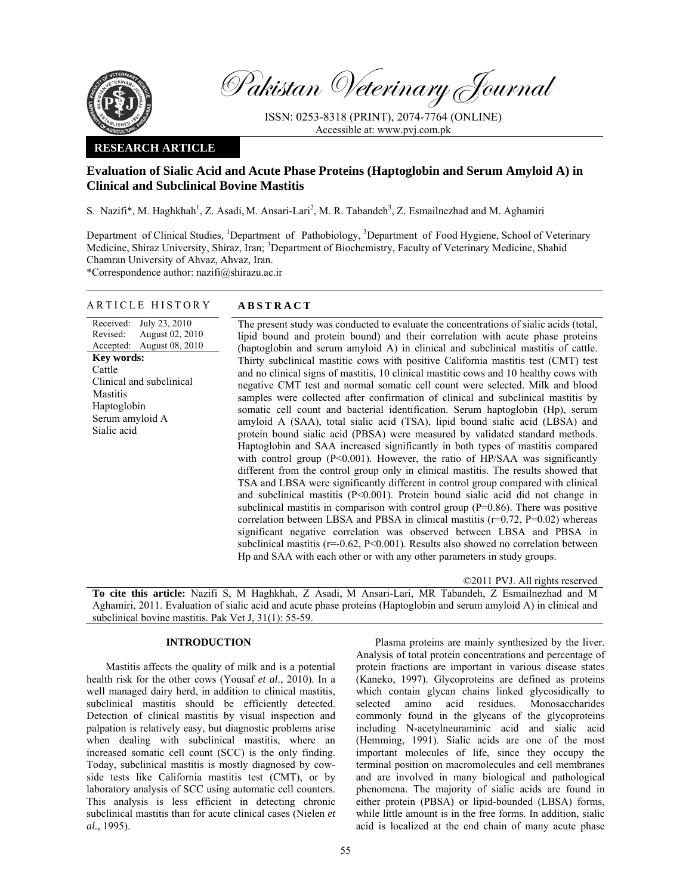Pakistan Veterinary Journal

ISSN: 0253-8318 (PRINT), 2074-7764 (ONLINE)
Accessible at: www.pvj.com.pk

**RESEARCH ARTICLE**

# Evaluation of Sialic Acid and Acute Phase Proteins (Haptoglobin and Serum Amyloid A) in Clinical and Subclinical Bovine Mastitis

S. Nazifi*, M. Haghkhah[1], Z. Asadi, M. Ansari-Lari[2], M. R. Tabandeh[3], Z. Esmailnezhad and M. Aghamiri

Department of Clinical Studies, [1]Department of Pathobiology, [3]Department of Food Hygiene, School of Veterinary Medicine, Shiraz University, Shiraz, Iran; [3]Department of Biochemistry, Faculty of Veterinary Medicine, Shahid Chamran University of Ahvaz, Ahvaz, Iran.

*Correspondence author: nazifi@shirazu.ac.ir

## ARTICLE HISTORY

Received: July 23, 2010
Revised: August 02, 2010
Accepted: August 08, 2010

**Key words:**
Cattle
Clinical and subclinical Mastitis
Haptoglobin
Serum amyloid A
Sialic acid

## ABSTRACT

The present study was conducted to evaluate the concentrations of sialic acids (total, lipid bound and protein bound) and their correlation with acute phase proteins (haptoglobin and serum amyloid A) in clinical and subclinical mastitis of cattle. Thirty subclinical mastitic cows with positive California mastitis test (CMT) test and no clinical signs of mastitis, 10 clinical mastitic cows and 10 healthy cows with negative CMT test and normal somatic cell count were selected. Milk and blood samples were collected after confirmation of clinical and subclinical mastitis by somatic cell count and bacterial identification. Serum haptoglobin (Hp), serum amyloid A (SAA), total sialic acid (TSA), lipid bound sialic acid (LBSA) and protein bound sialic acid (PBSA) were measured by validated standard methods. Haptoglobin and SAA increased significantly in both types of mastitis compared with control group ($P<0.001$). However, the ratio of HP/SAA was significantly different from the control group only in clinical mastitis. The results showed that TSA and LBSA were significantly different in control group compared with clinical and subclinical mastitis ($P<0.001$). Protein bound sialic acid did not change in subclinical mastitis in comparison with control group ($P=0.86$). There was positive correlation between LBSA and PBSA in clinical mastitis ($r=0.72$, $P=0.02$) whereas significant negative correlation was observed between LBSA and PBSA in subclinical mastitis ($r=-0.62$, $P<0.001$). Results also showed no correlation between Hp and SAA with each other or with any other parameters in study groups.

©2011 PVJ. All rights reserved

**To cite this article:** Nazifi S, M Haghkhah, Z Asadi, M Ansari-Lari, MR Tabandeh, Z Esmailnezhad and M Aghamiri, 2011. Evaluation of sialic acid and acute phase proteins (Haptoglobin and serum amyloid A) in clinical and subclinical bovine mastitis. Pak Vet J, 31(1): 55-59.

## INTRODUCTION

Mastitis affects the quality of milk and is a potential health risk for the other cows (Yousaf *et al*., 2010). In a well managed dairy herd, in addition to clinical mastitis, subclinical mastitis should be efficiently detected. Detection of clinical mastitis by visual inspection and palpation is relatively easy, but diagnostic problems arise when dealing with subclinical mastitis, where an increased somatic cell count (SCC) is the only finding. Today, subclinical mastitis is mostly diagnosed by cow-side tests like California mastitis test (CMT), or by laboratory analysis of SCC using automatic cell counters. This analysis is less efficient in detecting chronic subclinical mastitis than for acute clinical cases (Nielen *et al.,* 1995).

Plasma proteins are mainly synthesized by the liver. Analysis of total protein concentrations and percentage of protein fractions are important in various disease states (Kaneko, 1997). Glycoproteins are defined as proteins which contain glycan chains linked glycosidically to selected amino acid residues. Monosaccharides commonly found in the glycans of the glycoproteins including N-acetylneuraminic acid and sialic acid (Hemming, 1991). Sialic acids are one of the most important molecules of life, since they occupy the terminal position on macromolecules and cell membranes and are involved in many biological and pathological phenomena. The majority of sialic acids are found in either protein (PBSA) or lipid-bounded (LBSA) forms, while little amount is in the free forms. In addition, sialic acid is localized at the end chain of many acute phase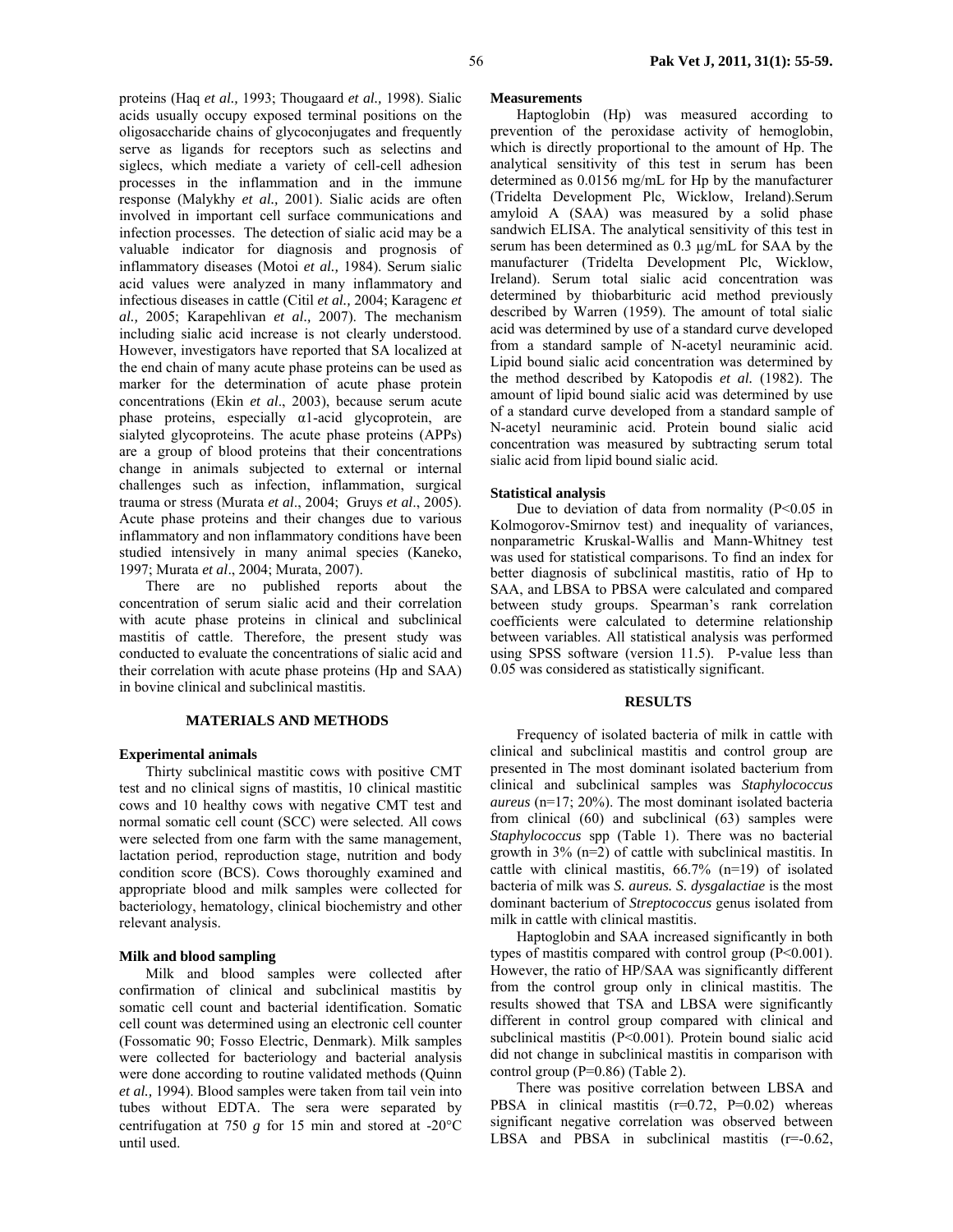proteins (Haq *et al.,* 1993; Thougaard *et al.,* 1998). Sialic acids usually occupy exposed terminal positions on the oligosaccharide chains of glycoconjugates and frequently serve as ligands for receptors such as selectins and siglecs, which mediate a variety of cell-cell adhesion processes in the inflammation and in the immune response (Malykhy *et al.,* 2001). Sialic acids are often involved in important cell surface communications and infection processes. The detection of sialic acid may be a valuable indicator for diagnosis and prognosis of inflammatory diseases (Motoi *et al.,* 1984). Serum sialic acid values were analyzed in many inflammatory and infectious diseases in cattle (Citil *et al.,* 2004; Karagenc *et al.,* 2005; Karapehlivan *et al.,* 2007). The mechanism including sialic acid increase is not clearly understood. However, investigators have reported that SA localized at the end chain of many acute phase proteins can be used as marker for the determination of acute phase protein concentrations (Ekin *et al*., 2003), because serum acute phase proteins, especially α1-acid glycoprotein, are sialyted glycoproteins. The acute phase proteins (APPs) are a group of blood proteins that their concentrations change in animals subjected to external or internal challenges such as infection, inflammation, surgical trauma or stress (Murata *et al*., 2004; Gruys *et al*., 2005). Acute phase proteins and their changes due to various inflammatory and non inflammatory conditions have been studied intensively in many animal species (Kaneko, 1997; Murata *et al*., 2004; Murata, 2007).

There are no published reports about the concentration of serum sialic acid and their correlation with acute phase proteins in clinical and subclinical mastitis of cattle. Therefore, the present study was conducted to evaluate the concentrations of sialic acid and their correlation with acute phase proteins (Hp and SAA) in bovine clinical and subclinical mastitis.

## MATERIALS AND METHODS

### Experimental animals

Thirty subclinical mastitic cows with positive CMT test and no clinical signs of mastitis, 10 clinical mastitic cows and 10 healthy cows with negative CMT test and normal somatic cell count (SCC) were selected. All cows were selected from one farm with the same management, lactation period, reproduction stage, nutrition and body condition score (BCS). Cows thoroughly examined and appropriate blood and milk samples were collected for bacteriology, hematology, clinical biochemistry and other relevant analysis.

### Milk and blood sampling

Milk and blood samples were collected after confirmation of clinical and subclinical mastitis by somatic cell count and bacterial identification. Somatic cell count was determined using an electronic cell counter (Fossomatic 90; Fosso Electric, Denmark). Milk samples were collected for bacteriology and bacterial analysis were done according to routine validated methods (Quinn *et al.,* 1994). Blood samples were taken from tail vein into tubes without EDTA. The sera were separated by centrifugation at 750 *g* for 15 min and stored at -20°C until used.

### Measurements

Haptoglobin (Hp) was measured according to prevention of the peroxidase activity of hemoglobin, which is directly proportional to the amount of Hp. The analytical sensitivity of this test in serum has been determined as 0.0156 mg/mL for Hp by the manufacturer (Tridelta Development Plc, Wicklow, Ireland).Serum amyloid A (SAA) was measured by a solid phase sandwich ELISA. The analytical sensitivity of this test in serum has been determined as 0.3 µg/mL for SAA by the manufacturer (Tridelta Development Plc, Wicklow, Ireland). Serum total sialic acid concentration was determined by thiobarbituric acid method previously described by Warren (1959). The amount of total sialic acid was determined by use of a standard curve developed from a standard sample of N-acetyl neuraminic acid. Lipid bound sialic acid concentration was determined by the method described by Katopodis *et al.* (1982). The amount of lipid bound sialic acid was determined by use of a standard curve developed from a standard sample of N-acetyl neuraminic acid. Protein bound sialic acid concentration was measured by subtracting serum total sialic acid from lipid bound sialic acid.

### Statistical analysis

Due to deviation of data from normality ($P<0.05$ in Kolmogorov-Smirnov test) and inequality of variances, nonparametric Kruskal-Wallis and Mann-Whitney test was used for statistical comparisons. To find an index for better diagnosis of subclinical mastitis, ratio of Hp to SAA, and LBSA to PBSA were calculated and compared between study groups. Spearman's rank correlation coefficients were calculated to determine relationship between variables. All statistical analysis was performed using SPSS software (version 11.5). P-value less than 0.05 was considered as statistically significant.

## RESULTS

Frequency of isolated bacteria of milk in cattle with clinical and subclinical mastitis and control group are presented in The most dominant isolated bacterium from clinical and subclinical samples was *Staphylococcus aureus* (n=17; 20%). The most dominant isolated bacteria from clinical (60) and subclinical (63) samples were *Staphylococcus* spp (Table 1). There was no bacterial growth in 3% (n=2) of cattle with subclinical mastitis. In cattle with clinical mastitis, 66.7% (n=19) of isolated bacteria of milk was *S. aureus. S. dysgalactiae* is the most dominant bacterium of *Streptococcus* genus isolated from milk in cattle with clinical mastitis.

Haptoglobin and SAA increased significantly in both types of mastitis compared with control group ($P<0.001$). However, the ratio of HP/SAA was significantly different from the control group only in clinical mastitis. The results showed that TSA and LBSA were significantly different in control group compared with clinical and subclinical mastitis ($P<0.001$). Protein bound sialic acid did not change in subclinical mastitis in comparison with control group ($P=0.86$) (Table 2).

There was positive correlation between LBSA and PBSA in clinical mastitis ($r=0.72$, $P=0.02$) whereas significant negative correlation was observed between LBSA and PBSA in subclinical mastitis ($r=-0.62$,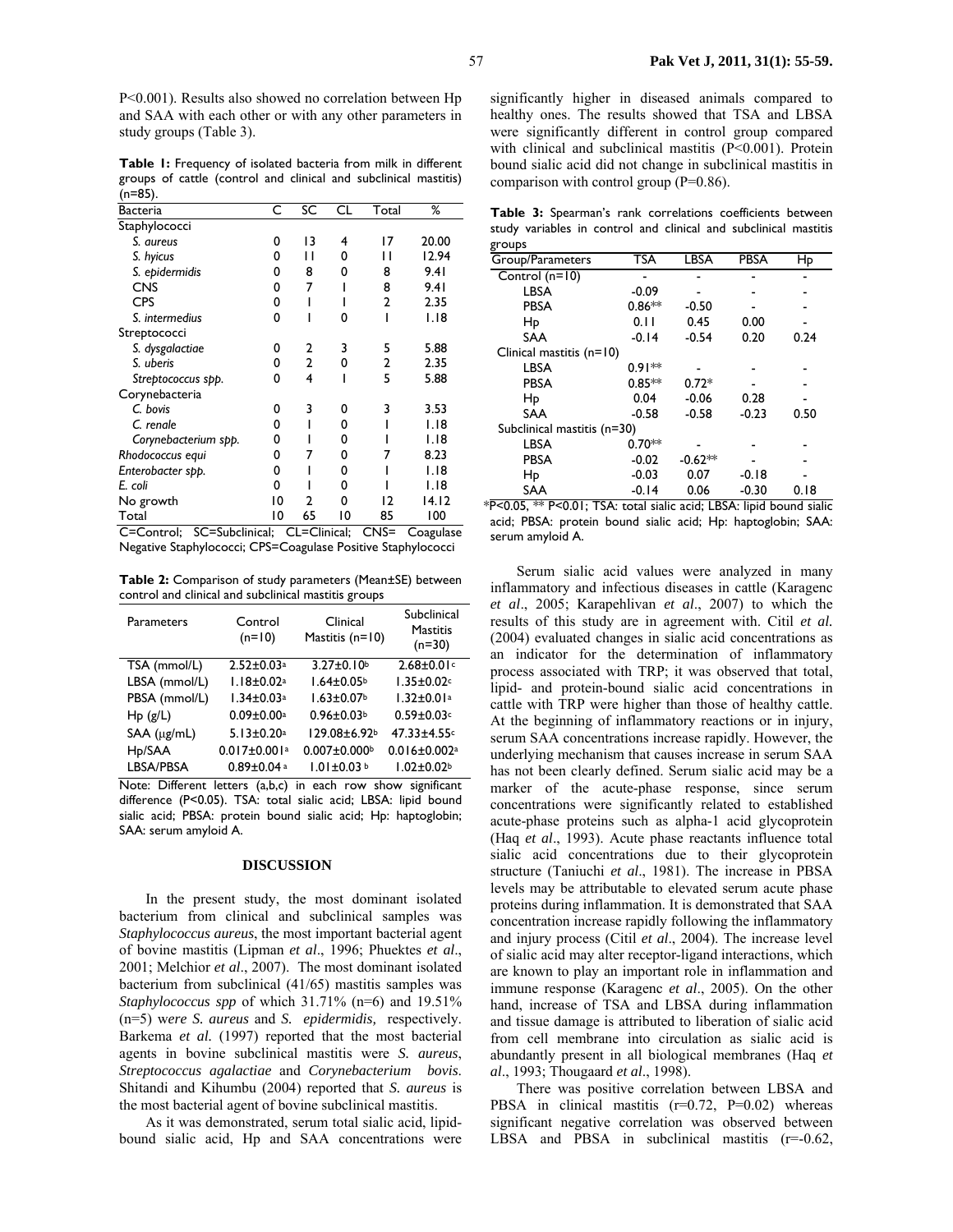P<0.001). Results also showed no correlation between Hp and SAA with each other or with any other parameters in study groups (Table 3).

**Table 1:** Frequency of isolated bacteria from milk in different groups of cattle (control and clinical and subclinical mastitis) (n=85).

| Bacteria | C | SC | CL | Total | % |
|---|---|---|---|---|---|
| Staphylococci | | | | | |
| *S. aureus* | 0 | 13 | 4 | 17 | 20.00 |
| *S. hyicus* | 0 | 11 | 0 | 11 | 12.94 |
| *S. epidermidis* | 0 | 8 | 0 | 8 | 9.41 |
| CNS | 0 | 7 | 1 | 8 | 9.41 |
| CPS | 0 | 1 | 1 | 2 | 2.35 |
| *S. intermedius* | 0 | 1 | 0 | 1 | 1.18 |
| Streptococci | | | | | |
| *S. dysgalactiae* | 0 | 2 | 3 | 5 | 5.88 |
| *S. uberis* | 0 | 2 | 0 | 2 | 2.35 |
| *Streptococcus spp.* | 0 | 4 | 1 | 5 | 5.88 |
| Corynebacteria | | | | | |
| *C. bovis* | 0 | 3 | 0 | 3 | 3.53 |
| *C. renale* | 0 | 1 | 0 | 1 | 1.18 |
| *Corynebacterium spp.* | 0 | 1 | 0 | 1 | 1.18 |
| *Rhodococcus equi* | 0 | 7 | 0 | 7 | 8.23 |
| *Enterobacter spp.* | 0 | 1 | 0 | 1 | 1.18 |
| *E. coli* | 0 | 1 | 0 | 1 | 1.18 |
| No growth | 10 | 2 | 0 | 12 | 14.12 |
| Total | 10 | 65 | 10 | 85 | 100 |

C=Control; SC=Subclinical; CL=Clinical; CNS= Coagulase Negative Staphylococci; CPS=Coagulase Positive Staphylococci

**Table 2:** Comparison of study parameters (Mean±SE) between control and clinical and subclinical mastitis groups

| Parameters | Control (n=10) | Clinical Mastitis (n=10) | Subclinical Mastitis (n=30) |
|---|---|---|---|
| TSA (mmol/L) | 2.52±0.03[a] | 3.27±0.10[b] | 2.68±0.01[c] |
| LBSA (mmol/L) | 1.18±0.02[a] | 1.64±0.05[b] | 1.35±0.02[c] |
| PBSA (mmol/L) | 1.34±0.03[a] | 1.63±0.07[b] | 1.32±0.01[a] |
| Hp (g/L) | 0.09±0.00[a] | 0.96±0.03[b] | 0.59±0.03[c] |
| SAA (μg/mL) | 5.13±0.20[a] | 129.08±6.92[b] | 47.33±4.55[c] |
| Hp/SAA | 0.017±0.001[a] | 0.007±0.000[b] | 0.016±0.002[a] |
| LBSA/PBSA | 0.89±0.04[a] | 1.01±0.03[b] | 1.02±0.02[b] |

Note: Different letters (a,b,c) in each row show significant difference (P<0.05). TSA: total sialic acid; LBSA: lipid bound sialic acid; PBSA: protein bound sialic acid; Hp: haptoglobin; SAA: serum amyloid A.

## DISCUSSION

In the present study, the most dominant isolated bacterium from clinical and subclinical samples was *Staphylococcus aureus*, the most important bacterial agent of bovine mastitis (Lipman *et al*., 1996; Phuektes *et al*., 2001; Melchior *et al*., 2007). The most dominant isolated bacterium from subclinical (41/65) mastitis samples was *Staphylococcus spp* of which 31.71% (n=6) and 19.51% (n=5) were *S. aureus* and *S. epidermidis,* respectively. Barkema *et al.* (1997) reported that the most bacterial agents in bovine subclinical mastitis were *S. aureus*, *Streptococcus agalactiae* and *Corynebacterium bovis*. Shitandi and Kihumbu (2004) reported that *S. aureus* is the most bacterial agent of bovine subclinical mastitis.

As it was demonstrated, serum total sialic acid, lipid-bound sialic acid, Hp and SAA concentrations were significantly higher in diseased animals compared to healthy ones. The results showed that TSA and LBSA were significantly different in control group compared with clinical and subclinical mastitis (P<0.001). Protein bound sialic acid did not change in subclinical mastitis in comparison with control group (P=0.86).

**Table 3:** Spearman's rank correlations coefficients between study variables in control and clinical and subclinical mastitis groups

| Group/Parameters | TSA | LBSA | PBSA | Hp |
|---|---|---|---|---|
| Control (n=10) | - | - | - | - |
| LBSA | -0.09 | - | - | - |
| PBSA | 0.86** | -0.50 | - | - |
| Hp | 0.11 | 0.45 | 0.00 | - |
| SAA | -0.14 | -0.54 | 0.20 | 0.24 |
| Clinical mastitis (n=10) | | | | |
| LBSA | 0.91** | - | - | - |
| PBSA | 0.85** | 0.72* | - | - |
| Hp | 0.04 | -0.06 | 0.28 | - |
| SAA | -0.58 | -0.58 | -0.23 | 0.50 |
| Subclinical mastitis (n=30) | | | | |
| LBSA | 0.70** | - | - | - |
| PBSA | -0.02 | -0.62** | - | - |
| Hp | -0.03 | 0.07 | -0.18 | - |
| SAA | -0.14 | 0.06 | -0.30 | 0.18 |

*P<0.05, ** P<0.01; TSA: total sialic acid; LBSA: lipid bound sialic acid; PBSA: protein bound sialic acid; Hp: haptoglobin; SAA: serum amyloid A.

Serum sialic acid values were analyzed in many inflammatory and infectious diseases in cattle (Karagenc *et al*., 2005; Karapehlivan *et al*., 2007) to which the results of this study are in agreement with. Citil *et al.* (2004) evaluated changes in sialic acid concentrations as an indicator for the determination of inflammatory process associated with TRP; it was observed that total, lipid- and protein-bound sialic acid concentrations in cattle with TRP were higher than those of healthy cattle. At the beginning of inflammatory reactions or in injury, serum SAA concentrations increase rapidly. However, the underlying mechanism that causes increase in serum SAA has not been clearly defined. Serum sialic acid may be a marker of the acute-phase response, since serum concentrations were significantly related to established acute-phase proteins such as alpha-1 acid glycoprotein (Haq *et al*., 1993). Acute phase reactants influence total sialic acid concentrations due to their glycoprotein structure (Taniuchi *et al*., 1981). The increase in PBSA levels may be attributable to elevated serum acute phase proteins during inflammation. It is demonstrated that SAA concentration increase rapidly following the inflammatory and injury process (Citil *et al*., 2004). The increase level of sialic acid may alter receptor-ligand interactions, which are known to play an important role in inflammation and immune response (Karagenc *et al*., 2005). On the other hand, increase of TSA and LBSA during inflammation and tissue damage is attributed to liberation of sialic acid from cell membrane into circulation as sialic acid is abundantly present in all biological membranes (Haq *et al*., 1993; Thougaard *et al*., 1998).

There was positive correlation between LBSA and PBSA in clinical mastitis (r=0.72, P=0.02) whereas significant negative correlation was observed between LBSA and PBSA in subclinical mastitis (r=-0.62,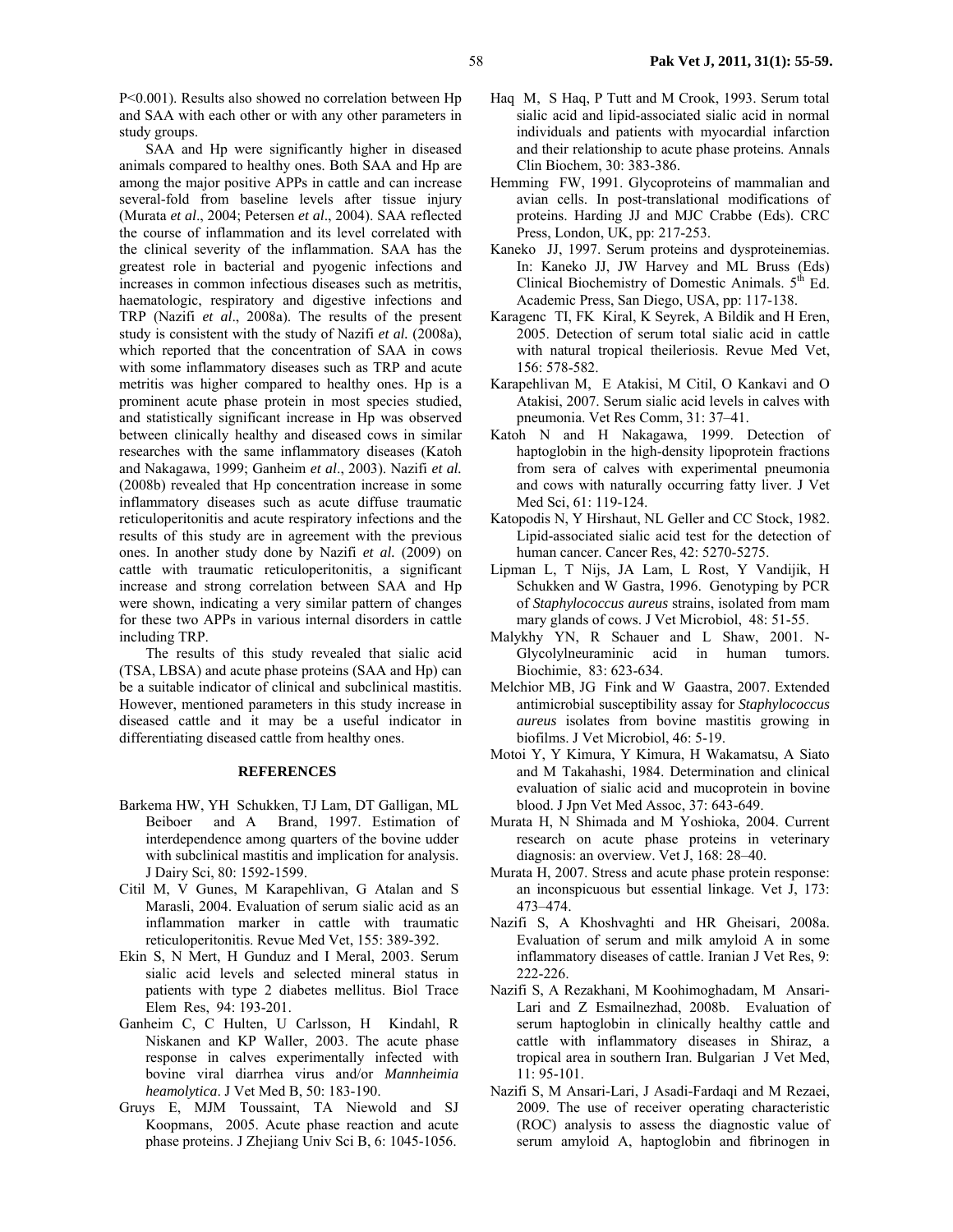P<0.001). Results also showed no correlation between Hp and SAA with each other or with any other parameters in study groups.

SAA and Hp were significantly higher in diseased animals compared to healthy ones. Both SAA and Hp are among the major positive APPs in cattle and can increase several-fold from baseline levels after tissue injury (Murata *et al*., 2004; Petersen *et al*., 2004). SAA reflected the course of inflammation and its level correlated with the clinical severity of the inflammation. SAA has the greatest role in bacterial and pyogenic infections and increases in common infectious diseases such as metritis, haematologic, respiratory and digestive infections and TRP (Nazifi *et al*., 2008a). The results of the present study is consistent with the study of Nazifi *et al.* (2008a), which reported that the concentration of SAA in cows with some inflammatory diseases such as TRP and acute metritis was higher compared to healthy ones. Hp is a prominent acute phase protein in most species studied, and statistically significant increase in Hp was observed between clinically healthy and diseased cows in similar researches with the same inflammatory diseases (Katoh and Nakagawa, 1999; Ganheim *et al*., 2003). Nazifi *et al.* (2008b) revealed that Hp concentration increase in some inflammatory diseases such as acute diffuse traumatic reticuloperitonitis and acute respiratory infections and the results of this study are in agreement with the previous ones. In another study done by Nazifi *et al.* (2009) on cattle with traumatic reticuloperitonitis, a significant increase and strong correlation between SAA and Hp were shown, indicating a very similar pattern of changes for these two APPs in various internal disorders in cattle including TRP.

The results of this study revealed that sialic acid (TSA, LBSA) and acute phase proteins (SAA and Hp) can be a suitable indicator of clinical and subclinical mastitis. However, mentioned parameters in this study increase in diseased cattle and it may be a useful indicator in differentiating diseased cattle from healthy ones.

## REFERENCES

- Barkema HW, YH Schukken, TJ Lam, DT Galligan, ML Beiboer and A Brand, 1997. Estimation of interdependence among quarters of the bovine udder with subclinical mastitis and implication for analysis. J Dairy Sci, 80: 1592-1599.
- Citil M, V Gunes, M Karapehlivan, G Atalan and S Marasli, 2004. Evaluation of serum sialic acid as an inflammation marker in cattle with traumatic reticuloperitonitis. Revue Med Vet, 155: 389-392.
- Ekin S, N Mert, H Gunduz and I Meral, 2003. Serum sialic acid levels and selected mineral status in patients with type 2 diabetes mellitus. Biol Trace Elem Res, 94: 193-201.
- Ganheim C, C Hulten, U Carlsson, H Kindahl, R Niskanen and KP Waller, 2003. The acute phase response in calves experimentally infected with bovine viral diarrhea virus and/or *Mannheimia heamolytica*. J Vet Med B, 50: 183-190.
- Gruys E, MJM Toussaint, TA Niewold and SJ Koopmans, 2005. Acute phase reaction and acute phase proteins. J Zhejiang Univ Sci B, 6: 1045-1056.
- Haq M, S Haq, P Tutt and M Crook, 1993. Serum total sialic acid and lipid-associated sialic acid in normal individuals and patients with myocardial infarction and their relationship to acute phase proteins. Annals Clin Biochem, 30: 383-386.
- Hemming FW, 1991. Glycoproteins of mammalian and avian cells. In post-translational modifications of proteins. Harding JJ and MJC Crabbe (Eds). CRC Press, London, UK, pp: 217-253.
- Kaneko JJ, 1997. Serum proteins and dysproteinemias. In: Kaneko JJ, JW Harvey and ML Bruss (Eds) Clinical Biochemistry of Domestic Animals. 5th Ed. Academic Press, San Diego, USA, pp: 117-138.
- Karagenc TI, FK Kiral, K Seyrek, A Bildik and H Eren, 2005. Detection of serum total sialic acid in cattle with natural tropical theileriosis. Revue Med Vet, 156: 578-582.
- Karapehlivan M, E Atakisi, M Citil, O Kankavi and O Atakisi, 2007. Serum sialic acid levels in calves with pneumonia. Vet Res Comm, 31: 37–41.
- Katoh N and H Nakagawa, 1999. Detection of haptoglobin in the high-density lipoprotein fractions from sera of calves with experimental pneumonia and cows with naturally occurring fatty liver. J Vet Med Sci, 61: 119-124.
- Katopodis N, Y Hirshaut, NL Geller and CC Stock, 1982. Lipid-associated sialic acid test for the detection of human cancer. Cancer Res, 42: 5270-5275.
- Lipman L, T Nijs, JA Lam, L Rost, Y Vandijik, H Schukken and W Gastra, 1996. Genotyping by PCR of *Staphylococcus aureus* strains, isolated from mam mary glands of cows. J Vet Microbiol, 48: 51-55.
- Malykhy YN, R Schauer and L Shaw, 2001. N-Glycolylneuraminic acid in human tumors. Biochimie, 83: 623-634.
- Melchior MB, JG Fink and W Gaastra, 2007. Extended antimicrobial susceptibility assay for *Staphylococcus aureus* isolates from bovine mastitis growing in biofilms. J Vet Microbiol, 46: 5-19.
- Motoi Y, Y Kimura, Y Kimura, H Wakamatsu, A Siato and M Takahashi, 1984. Determination and clinical evaluation of sialic acid and mucoprotein in bovine blood. J Jpn Vet Med Assoc, 37: 643-649.
- Murata H, N Shimada and M Yoshioka, 2004. Current research on acute phase proteins in veterinary diagnosis: an overview. Vet J, 168: 28–40.
- Murata H, 2007. Stress and acute phase protein response: an inconspicuous but essential linkage. Vet J, 173: 473–474.
- Nazifi S, A Khoshvaghti and HR Gheisari, 2008a. Evaluation of serum and milk amyloid A in some inflammatory diseases of cattle. Iranian J Vet Res, 9: 222-226.
- Nazifi S, A Rezakhani, M Koohimoghadam, M Ansari-Lari and Z Esmailnezhad, 2008b. Evaluation of serum haptoglobin in clinically healthy cattle and cattle with inflammatory diseases in Shiraz, a tropical area in southern Iran. Bulgarian J Vet Med, 11: 95-101.
- Nazifi S, M Ansari-Lari, J Asadi-Fardaqi and M Rezaei, 2009. The use of receiver operating characteristic (ROC) analysis to assess the diagnostic value of serum amyloid A, haptoglobin and fibrinogen in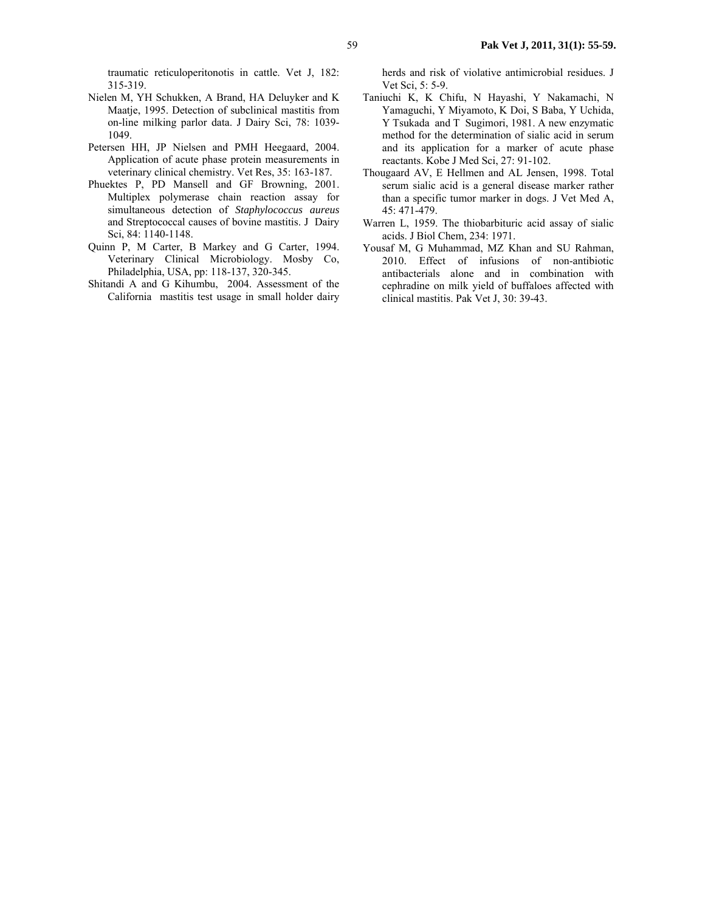traumatic reticuloperitonotis in cattle. Vet J, 182: 315-319.

Nielen M, YH Schukken, A Brand, HA Deluyker and K Maatje, 1995. Detection of subclinical mastitis from on-line milking parlor data. J Dairy Sci, 78: 1039-1049.

Petersen HH, JP Nielsen and PMH Heegaard, 2004. Application of acute phase protein measurements in veterinary clinical chemistry. Vet Res, 35: 163-187.

Phuektes P, PD Mansell and GF Browning, 2001. Multiplex polymerase chain reaction assay for simultaneous detection of *Staphylococcus aureus* and Streptococcal causes of bovine mastitis. J Dairy Sci, 84: 1140-1148.

Quinn P, M Carter, B Markey and G Carter, 1994. Veterinary Clinical Microbiology. Mosby Co, Philadelphia, USA, pp: 118-137, 320-345.

Shitandi A and G Kihumbu, 2004. Assessment of the California mastitis test usage in small holder dairy herds and risk of violative antimicrobial residues. J Vet Sci, 5: 5-9.

Taniuchi K, K Chifu, N Hayashi, Y Nakamachi, N Yamaguchi, Y Miyamoto, K Doi, S Baba, Y Uchida, Y Tsukada and T Sugimori, 1981. A new enzymatic method for the determination of sialic acid in serum and its application for a marker of acute phase reactants. Kobe J Med Sci, 27: 91-102.

Thougaard AV, E Hellmen and AL Jensen, 1998. Total serum sialic acid is a general disease marker rather than a specific tumor marker in dogs. J Vet Med A, 45: 471-479.

Warren L, 1959. The thiobarbituric acid assay of sialic acids. J Biol Chem, 234: 1971.

Yousaf M, G Muhammad, MZ Khan and SU Rahman, 2010. Effect of infusions of non-antibiotic antibacterials alone and in combination with cephradine on milk yield of buffaloes affected with clinical mastitis. Pak Vet J, 30: 39-43.